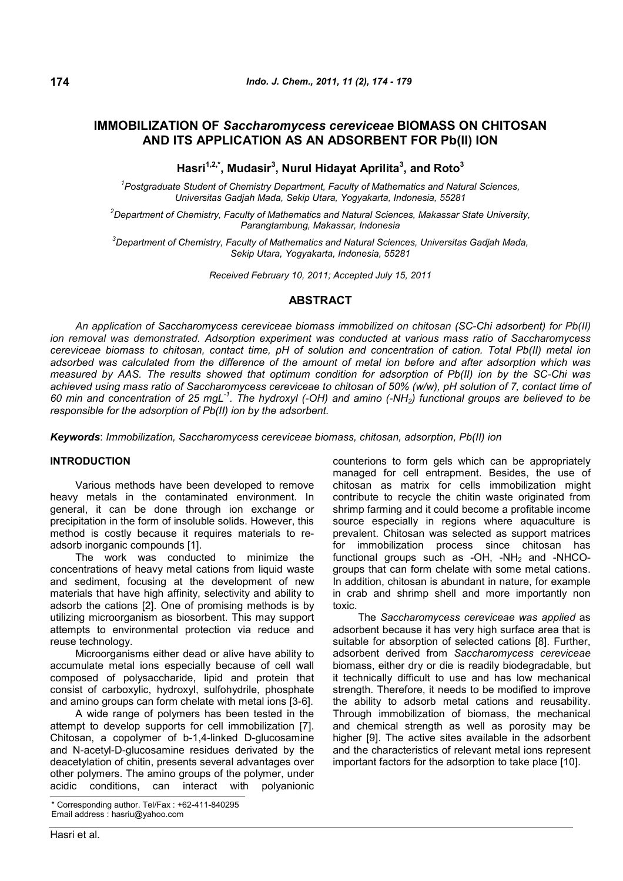# IMMOBILIZATION OF *Saccharomycess cereviceae* BIOMASS ON CHITOSAN AND ITS APPLICATION AS AN ADSORBENT FOR Pb(II) ION

**Hasri[1,2,*], Mudasir[3], Nurul Hidayat Aprilita[3], and Roto[3]**

[1]*Postgraduate Student of Chemistry Department, Faculty of Mathematics and Natural Sciences, Universitas Gadjah Mada, Sekip Utara, Yogyakarta, Indonesia, 55281*

[2]*Department of Chemistry, Faculty of Mathematics and Natural Sciences, Makassar State University, Parangtambung, Makassar, Indonesia*

[3]*Department of Chemistry, Faculty of Mathematics and Natural Sciences, Universitas Gadjah Mada, Sekip Utara, Yogyakarta, Indonesia, 55281*

*Received February 10, 2011; Accepted July 15, 2011*

## ABSTRACT

*An application of Saccharomycess cereviceae biomass immobilized on chitosan (SC-Chi adsorbent) for Pb(II) ion removal was demonstrated. Adsorption experiment was conducted at various mass ratio of Saccharomycess cereviceae biomass to chitosan, contact time, pH of solution and concentration of cation. Total Pb(II) metal ion adsorbed was calculated from the difference of the amount of metal ion before and after adsorption which was measured by AAS. The results showed that optimum condition for adsorption of Pb(II) ion by the SC-Chi was achieved using mass ratio of Saccharomycess cereviceae to chitosan of 50% (w/w), pH solution of 7, contact time of 60 min and concentration of 25 mgL$^{-1}$. The hydroxyl (-OH) and amino (-$NH_2$) functional groups are believed to be responsible for the adsorption of Pb(II) ion by the adsorbent.*

***Keywords***: *Immobilization, Saccharomycess cereviceae biomass, chitosan, adsorption, Pb(II) ion*

## INTRODUCTION

Various methods have been developed to remove heavy metals in the contaminated environment. In general, it can be done through ion exchange or precipitation in the form of insoluble solids. However, this method is costly because it requires materials to re-adsorb inorganic compounds [1].

The work was conducted to minimize the concentrations of heavy metal cations from liquid waste and sediment, focusing at the development of new materials that have high affinity, selectivity and ability to adsorb the cations [2]. One of promising methods is by utilizing microorganism as biosorbent. This may support attempts to environmental protection via reduce and reuse technology.

Microorganisms either dead or alive have ability to accumulate metal ions especially because of cell wall composed of polysaccharide, lipid and protein that consist of carboxylic, hydroxyl, sulfohydrile, phosphate and amino groups can form chelate with metal ions [3-6].

A wide range of polymers has been tested in the attempt to develop supports for cell immobilization [7]. Chitosan, a copolymer of b-1,4-linked D-glucosamine and N-acetyl-D-glucosamine residues derivated by the deacetylation of chitin, presents several advantages over other polymers. The amino groups of the polymer, under acidic conditions, can interact with polyanionic counterions to form gels which can be appropriately managed for cell entrapment. Besides, the use of chitosan as matrix for cells immobilization might contribute to recycle the chitin waste originated from shrimp farming and it could become a profitable income source especially in regions where aquaculture is prevalent. Chitosan was selected as support matrices for immobilization process since chitosan has functional groups such as -OH, -$NH_2$ and -NHCO- groups that can form chelate with some metal cations. In addition, chitosan is abundant in nature, for example in crab and shrimp shell and more importantly non toxic.

The *Saccharomycess cereviceae was applied* as adsorbent because it has very high surface area that is suitable for absorption of selected cations [8]. Further, adsorbent derived from *Saccharomycess cereviceae* biomass, either dry or die is readily biodegradable, but it technically difficult to use and has low mechanical strength. Therefore, it needs to be modified to improve the ability to adsorb metal cations and reusability. Through immobilization of biomass, the mechanical and chemical strength as well as porosity may be higher [9]. The active sites available in the adsorbent and the characteristics of relevant metal ions represent important factors for the adsorption to take place [10].

\* Corresponding author. Tel/Fax : +62-411-840295
Email address : hasriu@yahoo.com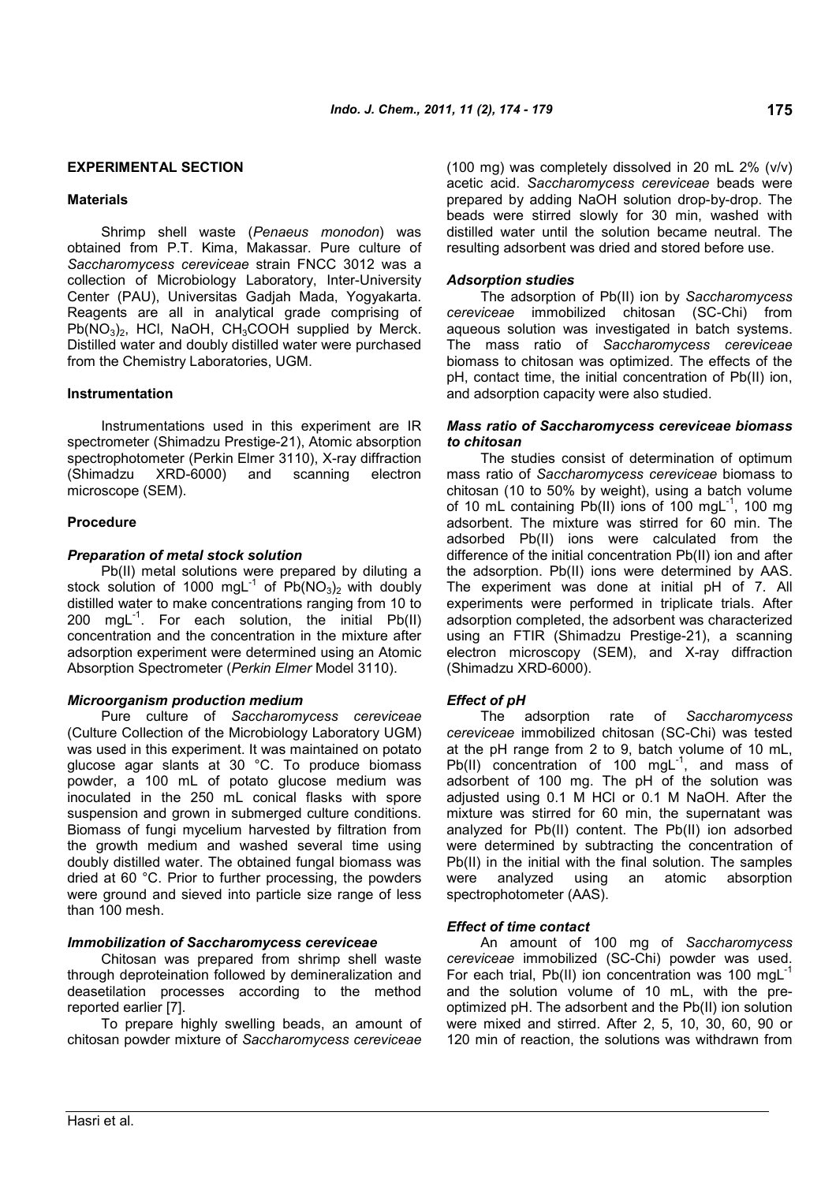## EXPERIMENTAL SECTION

### Materials

Shrimp shell waste (*Penaeus monodon*) was obtained from P.T. Kima, Makassar. Pure culture of *Saccharomycess cereviceae* strain FNCC 3012 was a collection of Microbiology Laboratory, Inter-University Center (PAU), Universitas Gadjah Mada, Yogyakarta. Reagents are all in analytical grade comprising of $Pb(NO_3)_2$, HCl, NaOH, $CH_3COOH$ supplied by Merck. Distilled water and doubly distilled water were purchased from the Chemistry Laboratories, UGM.

### Instrumentation

Instrumentations used in this experiment are IR spectrometer (Shimadzu Prestige-21), Atomic absorption spectrophotometer (Perkin Elmer 3110), X-ray diffraction (Shimadzu XRD-6000) and scanning electron microscope (SEM).

### Procedure

#### *Preparation of metal stock solution*

Pb(II) metal solutions were prepared by diluting a stock solution of 1000 $mgL^{-1}$ of $Pb(NO_3)_2$ with doubly distilled water to make concentrations ranging from 10 to 200 $mgL^{-1}$. For each solution, the initial Pb(II) concentration and the concentration in the mixture after adsorption experiment were determined using an Atomic Absorption Spectrometer (*Perkin Elmer* Model 3110).

#### *Microorganism production medium*

Pure culture of *Saccharomycess cereviceae* (Culture Collection of the Microbiology Laboratory UGM) was used in this experiment. It was maintained on potato glucose agar slants at 30 °C. To produce biomass powder, a 100 mL of potato glucose medium was inoculated in the 250 mL conical flasks with spore suspension and grown in submerged culture conditions. Biomass of fungi mycelium harvested by filtration from the growth medium and washed several time using doubly distilled water. The obtained fungal biomass was dried at 60 °C. Prior to further processing, the powders were ground and sieved into particle size range of less than 100 mesh.

#### *Immobilization of Saccharomycess cereviceae*

Chitosan was prepared from shrimp shell waste through deproteination followed by demineralization and deasetilation processes according to the method reported earlier [7].

To prepare highly swelling beads, an amount of chitosan powder mixture of *Saccharomycess cereviceae* (100 mg) was completely dissolved in 20 mL 2% (v/v) acetic acid. *Saccharomycess cereviceae* beads were prepared by adding NaOH solution drop-by-drop. The beads were stirred slowly for 30 min, washed with distilled water until the solution became neutral. The resulting adsorbent was dried and stored before use.

#### *Adsorption studies*

The adsorption of Pb(II) ion by *Saccharomycess cereviceae* immobilized chitosan (SC-Chi) from aqueous solution was investigated in batch systems. The mass ratio of *Saccharomycess cereviceae* biomass to chitosan was optimized. The effects of the pH, contact time, the initial concentration of Pb(II) ion, and adsorption capacity were also studied.

#### *Mass ratio of Saccharomycess cereviceae biomass to chitosan*

The studies consist of determination of optimum mass ratio of *Saccharomycess cereviceae* biomass to chitosan (10 to 50% by weight), using a batch volume of 10 mL containing Pb(II) ions of 100 $mgL^{-1}$, 100 mg adsorbent. The mixture was stirred for 60 min. The adsorbed Pb(II) ions were calculated from the difference of the initial concentration Pb(II) ion and after the adsorption. Pb(II) ions were determined by AAS. The experiment was done at initial pH of 7. All experiments were performed in triplicate trials. After adsorption completed, the adsorbent was characterized using an FTIR (Shimadzu Prestige-21), a scanning electron microscopy (SEM), and X-ray diffraction (Shimadzu XRD-6000).

#### *Effect of pH*

The adsorption rate of *Saccharomycess cereviceae* immobilized chitosan (SC-Chi) was tested at the pH range from 2 to 9, batch volume of 10 mL, Pb(II) concentration of 100 $mgL^{-1}$, and mass of adsorbent of 100 mg. The pH of the solution was adjusted using 0.1 M HCl or 0.1 M NaOH. After the mixture was stirred for 60 min, the supernatant was analyzed for Pb(II) content. The Pb(II) ion adsorbed were determined by subtracting the concentration of Pb(II) in the initial with the final solution. The samples were analyzed using an atomic absorption spectrophotometer (AAS).

#### *Effect of time contact*

An amount of 100 mg of *Saccharomycess cereviceae* immobilized (SC-Chi) powder was used. For each trial, Pb(II) ion concentration was 100 $mgL^{-1}$ and the solution volume of 10 mL, with the pre-optimized pH. The adsorbent and the Pb(II) ion solution were mixed and stirred. After 2, 5, 10, 30, 60, 90 or 120 min of reaction, the solutions was withdrawn from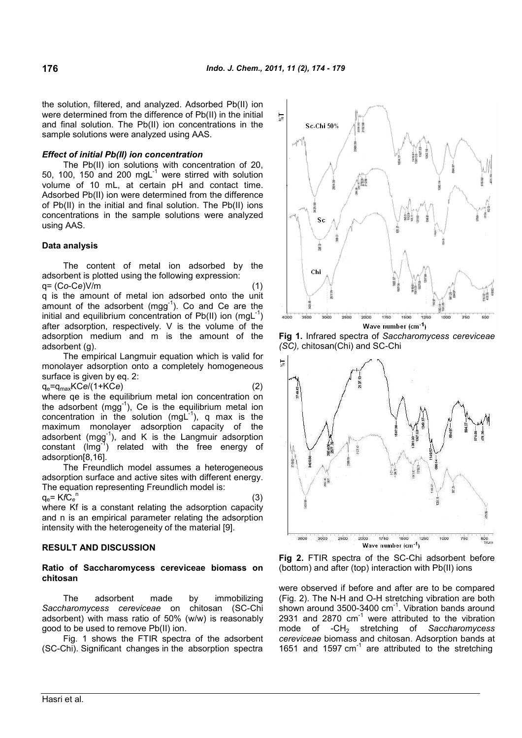the solution, filtered, and analyzed. Adsorbed Pb(II) ion were determined from the difference of Pb(II) in the initial and final solution. The Pb(II) ion concentrations in the sample solutions were analyzed using AAS.

### *Effect of initial Pb(II) ion concentration*

The Pb(II) ion solutions with concentration of 20, 50, 100, 150 and 200 $mgL^{-1}$ were stirred with solution volume of 10 mL, at certain pH and contact time. Adsorbed Pb(II) ion were determined from the difference of Pb(II) in the initial and final solution. The Pb(II) ions concentrations in the sample solutions were analyzed using AAS.

## Data analysis

The content of metal ion adsorbed by the adsorbent is plotted using the following expression:

$$q = (Co - Ce)V/m \quad (1)$$

q is the amount of metal ion adsorbed onto the unit amount of the adsorbent ($mgg^{-1}$). Co and Ce are the initial and equilibrium concentration of Pb(II) ion ($mgL^{-1}$) after adsorption, respectively. V is the volume of the adsorption medium and m is the amount of the adsorbent (g).

The empirical Langmuir equation which is valid for monolayer adsorption onto a completely homogeneous surface is given by eq. 2:

$$q_e = q_{max}KCe/(1+KCe) \quad (2)$$

where qe is the equilibrium metal ion concentration on the adsorbent ($mgg^{-1}$), Ce is the equilibrium metal ion concentration in the solution ($mgL^{-1}$), q max is the maximum monolayer adsorption capacity of the adsorbent ($mgg^{-1}$), and K is the Langmuir adsorption constant ($lmg^{-1}$) related with the free energy of adsorption[8,16].

The Freundlich model assumes a heterogeneous adsorption surface and active sites with different energy. The equation representing Freundlich model is:

$$q_e = K_f C_e^{\,n} \quad (3)$$

where Kf is a constant relating the adsorption capacity and n is an empirical parameter relating the adsorption intensity with the heterogeneity of the material [9].

## RESULT AND DISCUSSION

### Ratio of Saccharomycess cereviceae biomass on chitosan

The adsorbent made by immobilizing *Saccharomycess cereviceae* on chitosan (SC-Chi adsorbent) with mass ratio of 50% (w/w) is reasonably good to be used to remove Pb(II) ion.

Fig. 1 shows the FTIR spectra of the adsorbent (SC-Chi). Significant changes in the absorption spectra were observed if before and after are to be compared (Fig. 2). The N-H and O-H stretching vibration are both shown around 3500-3400 $cm^{-1}$. Vibration bands around 2931 and 2870 $cm^{-1}$ were attributed to the vibration mode of $-CH_2$ stretching of *Saccharomycess cereviceae* biomass and chitosan. Adsorption bands at 1651 and 1597 $cm^{-1}$ are attributed to the stretching

**Fig 1.** Infrared spectra of *Saccharomycess cereviceae (SC),* chitosan(Chi) and SC-Chi

**Fig 2.** FTIR spectra of the SC-Chi adsorbent before (bottom) and after (top) interaction with Pb(II) ions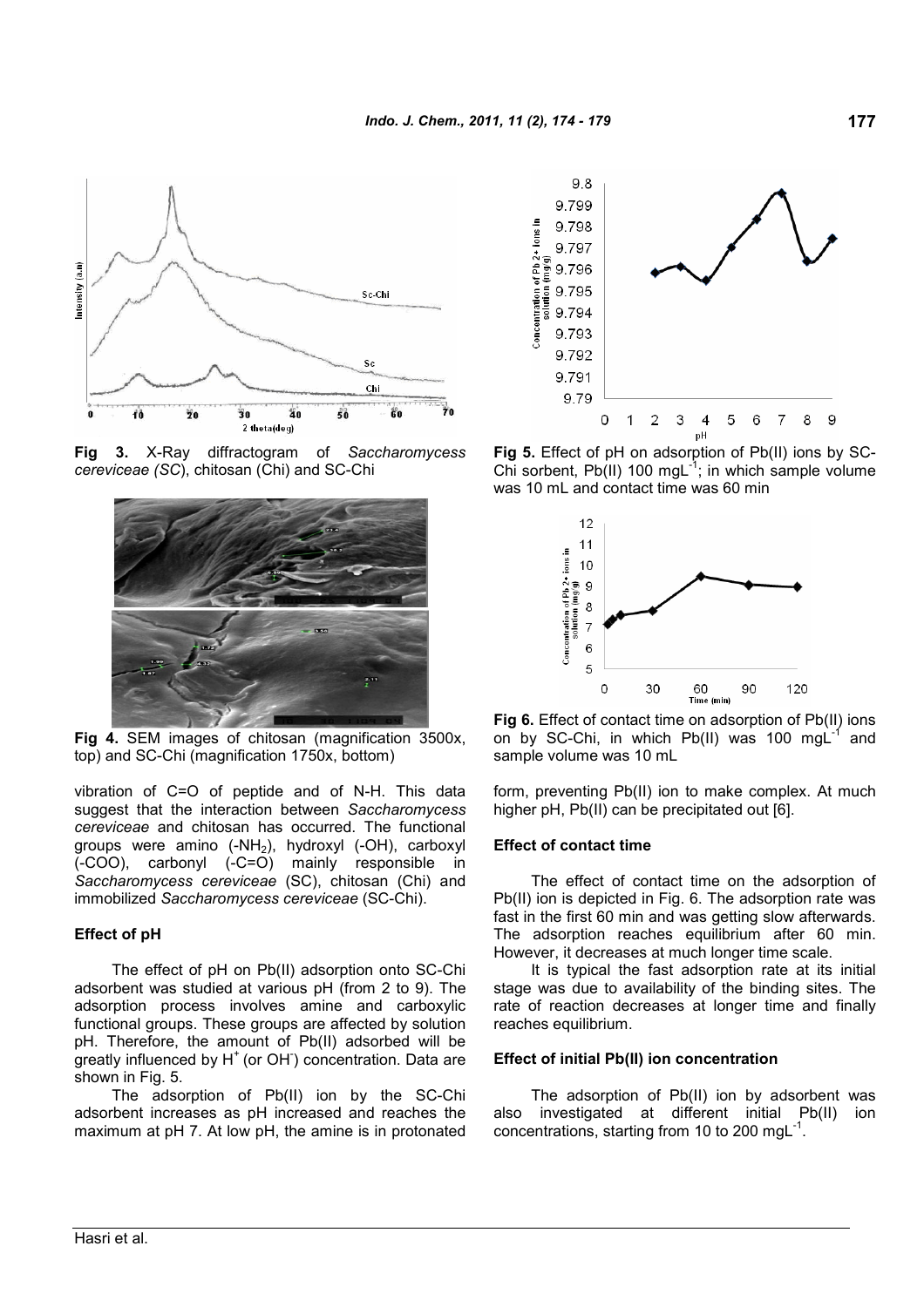**Fig 3.** X-Ray diffractogram of *Saccharomycess cereviceae (SC)*, chitosan (Chi) and SC-Chi

**Fig 4.** SEM images of chitosan (magnification 3500x, top) and SC-Chi (magnification 1750x, bottom)

vibration of C=O of peptide and of N-H. This data suggest that the interaction between *Saccharomycess cereviceae* and chitosan has occurred. The functional groups were amino ($-NH_2$), hydroxyl (-OH), carboxyl (-COO), carbonyl (-C=O) mainly responsible in *Saccharomycess cereviceae* (SC), chitosan (Chi) and immobilized *Saccharomycess cereviceae* (SC-Chi).

### Effect of pH

The effect of pH on Pb(II) adsorption onto SC-Chi adsorbent was studied at various pH (from 2 to 9). The adsorption process involves amine and carboxylic functional groups. These groups are affected by solution pH. Therefore, the amount of Pb(II) adsorbed will be greatly influenced by $H^+$ (or $OH^-$) concentration. Data are shown in Fig. 5.

The adsorption of Pb(II) ion by the SC-Chi adsorbent increases as pH increased and reaches the maximum at pH 7. At low pH, the amine is in protonated form, preventing Pb(II) ion to make complex. At much higher pH, Pb(II) can be precipitated out [6].

**Fig 5.** Effect of pH on adsorption of Pb(II) ions by SC-Chi sorbent, Pb(II) 100 $mgL^{-1}$; in which sample volume was 10 mL and contact time was 60 min

**Fig 6.** Effect of contact time on adsorption of Pb(II) ions on by SC-Chi, in which Pb(II) was 100 $mgL^{-1}$ and sample volume was 10 mL

### Effect of contact time

The effect of contact time on the adsorption of Pb(II) ion is depicted in Fig. 6. The adsorption rate was fast in the first 60 min and was getting slow afterwards. The adsorption reaches equilibrium after 60 min. However, it decreases at much longer time scale.

It is typical the fast adsorption rate at its initial stage was due to availability of the binding sites. The rate of reaction decreases at longer time and finally reaches equilibrium.

### Effect of initial Pb(II) ion concentration

The adsorption of Pb(II) ion by adsorbent was also investigated at different initial Pb(II) ion concentrations, starting from 10 to 200 $mgL^{-1}$.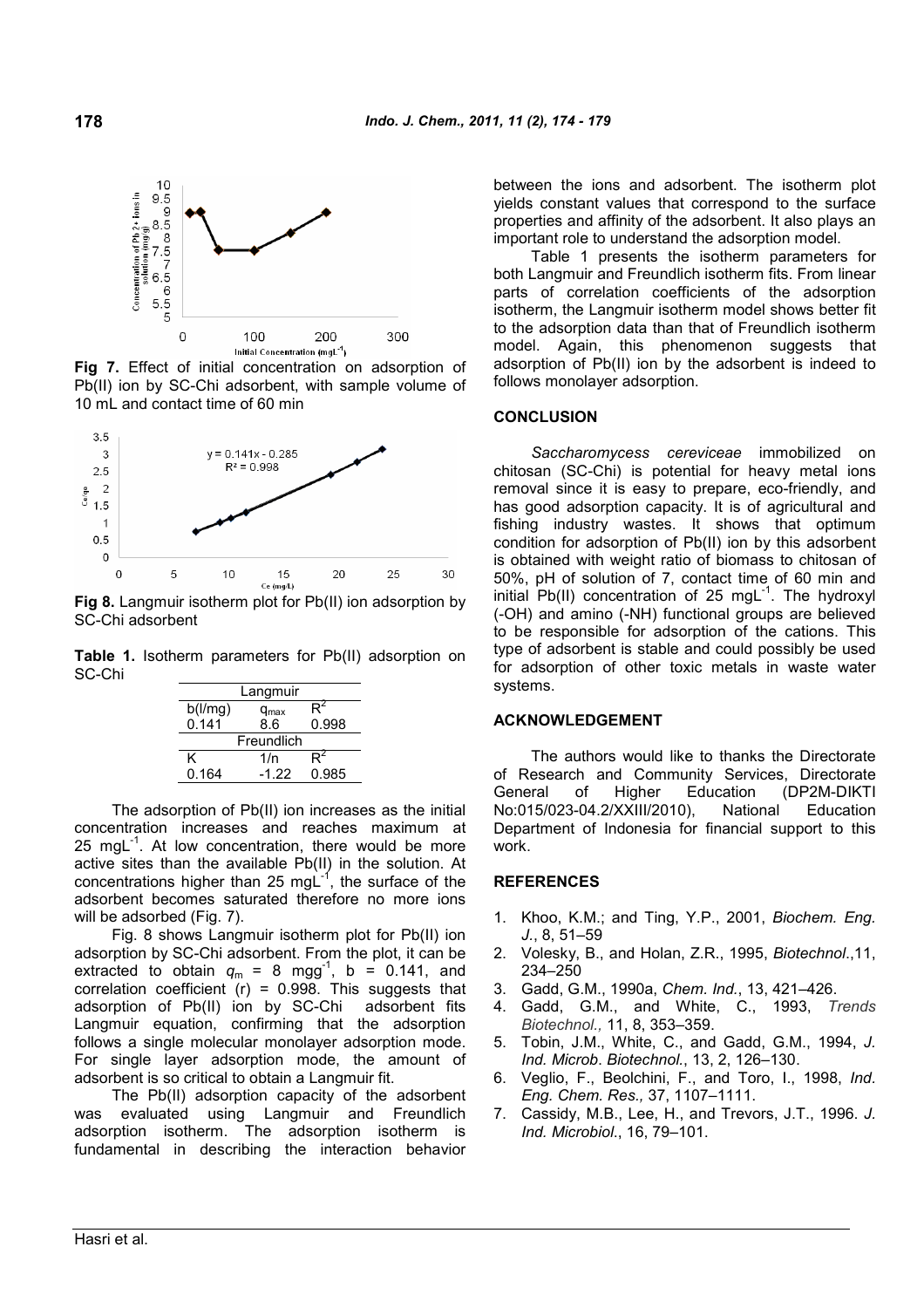Fig 7. Effect of initial concentration on adsorption of Pb(II) ion by SC-Chi adsorbent, with sample volume of 10 mL and contact time of 60 min

Fig 8. Langmuir isotherm plot for Pb(II) ion adsorption by SC-Chi adsorbent

**Table 1.** Isotherm parameters for Pb(II) adsorption on SC-Chi

| Langmuir | | |
|---|---|---|
| b(l/mg) | $q_{max}$ | $R^2$ |
| 0.141 | 8.6 | 0.998 |
| **Freundlich** | | |
| K | 1/n | $R^2$ |
| 0.164 | -1.22 | 0.985 |

The adsorption of Pb(II) ion increases as the initial concentration increases and reaches maximum at 25 $mgL^{-1}$. At low concentration, there would be more active sites than the available Pb(II) in the solution. At concentrations higher than 25 $mgL^{-1}$, the surface of the adsorbent becomes saturated therefore no more ions will be adsorbed (Fig. 7).

Fig. 8 shows Langmuir isotherm plot for Pb(II) ion adsorption by SC-Chi adsorbent. From the plot, it can be extracted to obtain $q_m$ = 8 $mgg^{-1}$, b = 0.141, and correlation coefficient (r) = 0.998. This suggests that adsorption of Pb(II) ion by SC-Chi adsorbent fits Langmuir equation, confirming that the adsorption follows a single molecular monolayer adsorption mode. For single layer adsorption mode, the amount of adsorbent is so critical to obtain a Langmuir fit.

The Pb(II) adsorption capacity of the adsorbent was evaluated using Langmuir and Freundlich adsorption isotherm. The adsorption isotherm is fundamental in describing the interaction behavior between the ions and adsorbent. The isotherm plot yields constant values that correspond to the surface properties and affinity of the adsorbent. It also plays an important role to understand the adsorption model.

Table 1 presents the isotherm parameters for both Langmuir and Freundlich isotherm fits. From linear parts of correlation coefficients of the adsorption isotherm, the Langmuir isotherm model shows better fit to the adsorption data than that of Freundlich isotherm model. Again, this phenomenon suggests that adsorption of Pb(II) ion by the adsorbent is indeed to follows monolayer adsorption.

## CONCLUSION

*Saccharomycess cereviceae* immobilized on chitosan (SC-Chi) is potential for heavy metal ions removal since it is easy to prepare, eco-friendly, and has good adsorption capacity. It is of agricultural and fishing industry wastes. It shows that optimum condition for adsorption of Pb(II) ion by this adsorbent is obtained with weight ratio of biomass to chitosan of 50%, pH of solution of 7, contact time of 60 min and initial Pb(II) concentration of 25 $mgL^{-1}$. The hydroxyl (-OH) and amino (-NH) functional groups are believed to be responsible for adsorption of the cations. This type of adsorbent is stable and could possibly be used for adsorption of other toxic metals in waste water systems.

## ACKNOWLEDGEMENT

The authors would like to thanks the Directorate of Research and Community Services, Directorate General of Higher Education (DP2M-DIKTI No:015/023-04.2/XXIII/2010), National Education Department of Indonesia for financial support to this work.

## REFERENCES

1. Khoo, K.M.; and Ting, Y.P., 2001, *Biochem. Eng. J.*, 8, 51–59
2. Volesky, B., and Holan, Z.R., 1995, *Biotechnol.*,11, 234–250
3. Gadd, G.M., 1990a, *Chem. Ind.*, 13, 421–426.
4. Gadd, G.M., and White, C., 1993, *Trends Biotechnol.,* 11, 8, 353–359.
5. Tobin, J.M., White, C., and Gadd, G.M., 1994, *J. Ind. Microb. Biotechnol.*, 13, 2, 126–130.
6. Veglio, F., Beolchini, F., and Toro, I., 1998, *Ind. Eng. Chem. Res.,* 37, 1107–1111.
7. Cassidy, M.B., Lee, H., and Trevors, J.T., 1996. *J. Ind. Microbiol.*, 16, 79–101.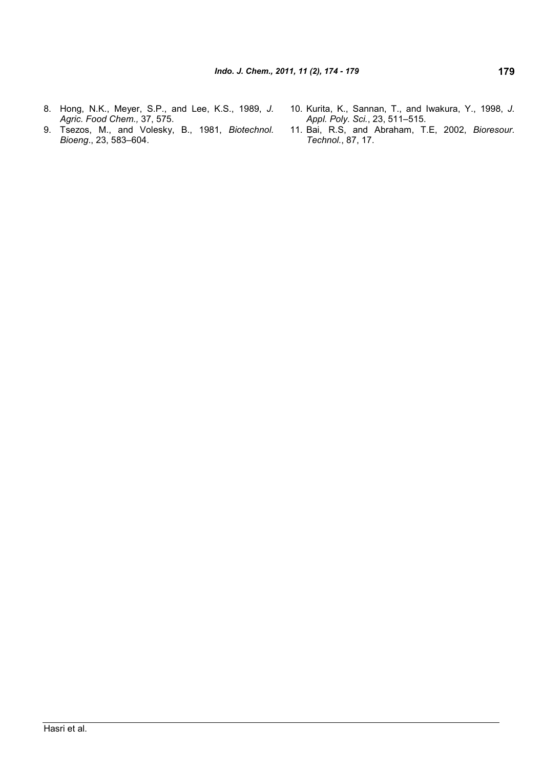8. Hong, N.K., Meyer, S.P., and Lee, K.S., 1989, *J. Agric. Food Chem.,* 37, 575.
9. Tsezos, M., and Volesky, B., 1981, *Biotechnol. Bioeng*., 23, 583–604.
10. Kurita, K., Sannan, T., and Iwakura, Y., 1998, *J. Appl. Poly. Sci.*, 23, 511–515.
11. Bai, R.S, and Abraham, T.E, 2002, *Bioresour. Technol.*, 87, 17.